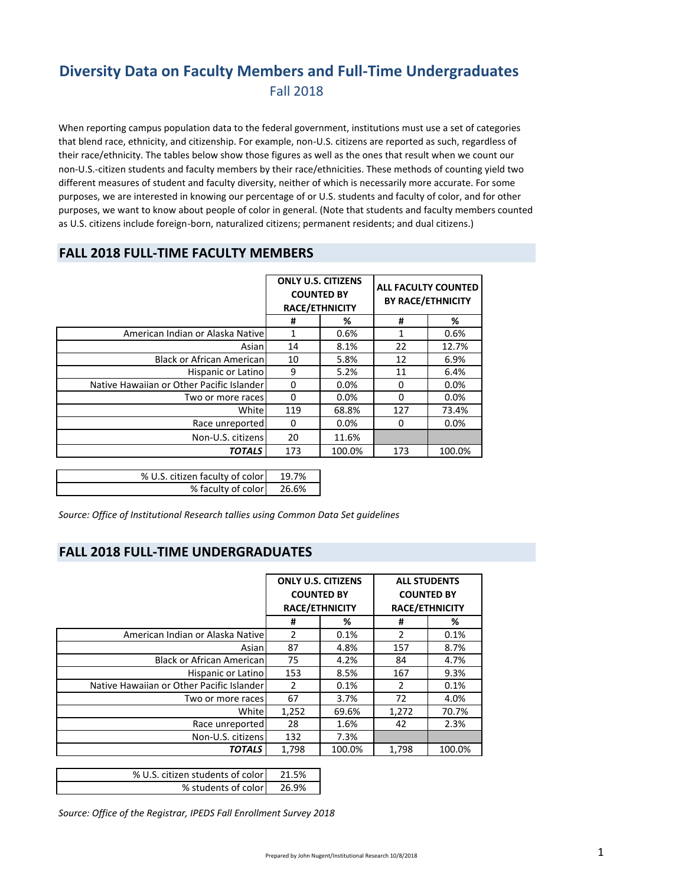# Diversity Data on Faculty Members and Full-Time Undergraduates

## Fall 2018

When reporting campus population data to the federal government, institutions must use a set of categories that blend race, ethnicity, and citizenship. For example, non-U.S. citizens are reported as such, regardless of their race/ethnicity. The tables below show those figures as well as the ones that result when we count our non-U.S.-citizen students and faculty members by their race/ethnicities. These methods of counting yield two different measures of student and faculty diversity, neither of which is necessarily more accurate. For some purposes, we are interested in knowing our percentage of or U.S. students and faculty of color, and for other purposes, we want to know about people of color in general. (Note that students and faculty members counted as U.S. citizens include foreign-born, naturalized citizens; permanent residents; and dual citizens.)

## FALL 2018 FULL-TIME FACULTY MEMBERS

| | ONLY U.S. CITIZENS COUNTED BY RACE/ETHNICITY | | ALL FACULTY COUNTED BY RACE/ETHNICITY | |
|---|---|---|---|---|
| | # | % | # | % |
| American Indian or Alaska Native | 1 | 0.6% | 1 | 0.6% |
| Asian | 14 | 8.1% | 22 | 12.7% |
| Black or African American | 10 | 5.8% | 12 | 6.9% |
| Hispanic or Latino | 9 | 5.2% | 11 | 6.4% |
| Native Hawaiian or Other Pacific Islander | 0 | 0.0% | 0 | 0.0% |
| Two or more races | 0 | 0.0% | 0 | 0.0% |
| White | 119 | 68.8% | 127 | 73.4% |
| Race unreported | 0 | 0.0% | 0 | 0.0% |
| Non-U.S. citizens | 20 | 11.6% | | |
| ***TOTALS*** | 173 | 100.0% | 173 | 100.0% |

| | |
|---|---|
| % U.S. citizen faculty of color | 19.7% |
| % faculty of color | 26.6% |

*Source: Office of Institutional Research tallies using Common Data Set guidelines*

## FALL 2018 FULL-TIME UNDERGRADUATES

| | ONLY U.S. CITIZENS COUNTED BY RACE/ETHNICITY | | ALL STUDENTS COUNTED BY RACE/ETHNICITY | |
|---|---|---|---|---|
| | # | % | # | % |
| American Indian or Alaska Native | 2 | 0.1% | 2 | 0.1% |
| Asian | 87 | 4.8% | 157 | 8.7% |
| Black or African American | 75 | 4.2% | 84 | 4.7% |
| Hispanic or Latino | 153 | 8.5% | 167 | 9.3% |
| Native Hawaiian or Other Pacific Islander | 2 | 0.1% | 2 | 0.1% |
| Two or more races | 67 | 3.7% | 72 | 4.0% |
| White | 1,252 | 69.6% | 1,272 | 70.7% |
| Race unreported | 28 | 1.6% | 42 | 2.3% |
| Non-U.S. citizens | 132 | 7.3% | | |
| ***TOTALS*** | 1,798 | 100.0% | 1,798 | 100.0% |

| | |
|---|---|
| % U.S. citizen students of color | 21.5% |
| % students of color | 26.9% |

*Source: Office of the Registrar, IPEDS Fall Enrollment Survey 2018*

Prepared by John Nugent/Institutional Research 10/8/2018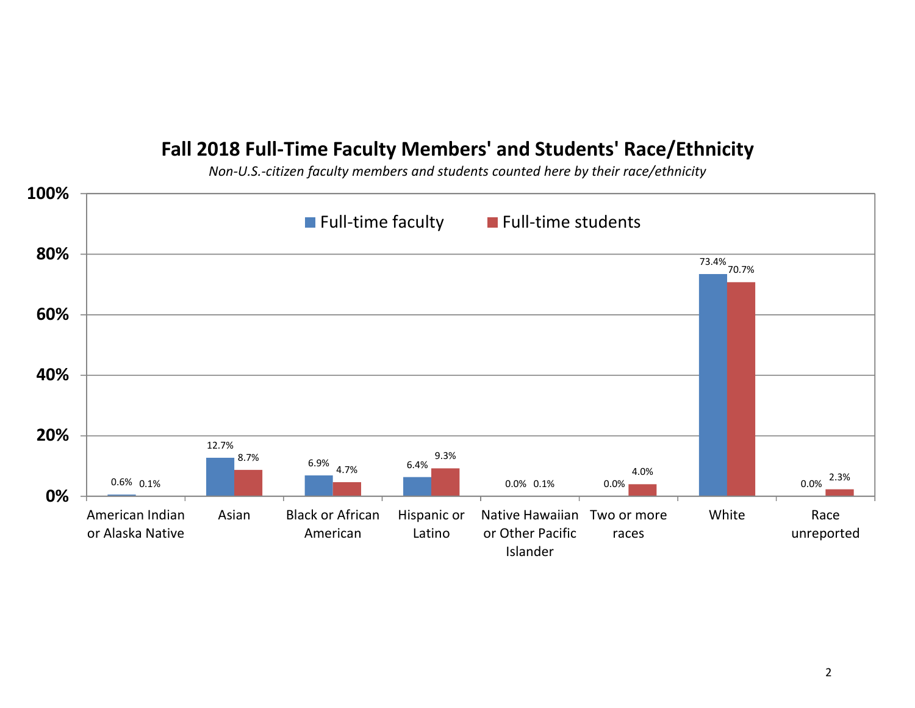## Fall 2018 Full-Time Faculty Members' and Students' Race/Ethnicity

*Non-U.S.-citizen faculty members and students counted here by their race/ethnicity*

| Race/Ethnicity | Full-time faculty | Full-time students |
|---|---|---|
| American Indian or Alaska Native | 0.6% | 0.1% |
| Asian | 12.7% | 8.7% |
| Black or African American | 6.9% | 4.7% |
| Hispanic or Latino | 6.4% | 9.3% |
| Native Hawaiian or Other Pacific Islander | 0.0% | 0.1% |
| Two or more races | 0.0% | 4.0% |
| White | 73.4% | 70.7% |
| Race unreported | 0.0% | 2.3% |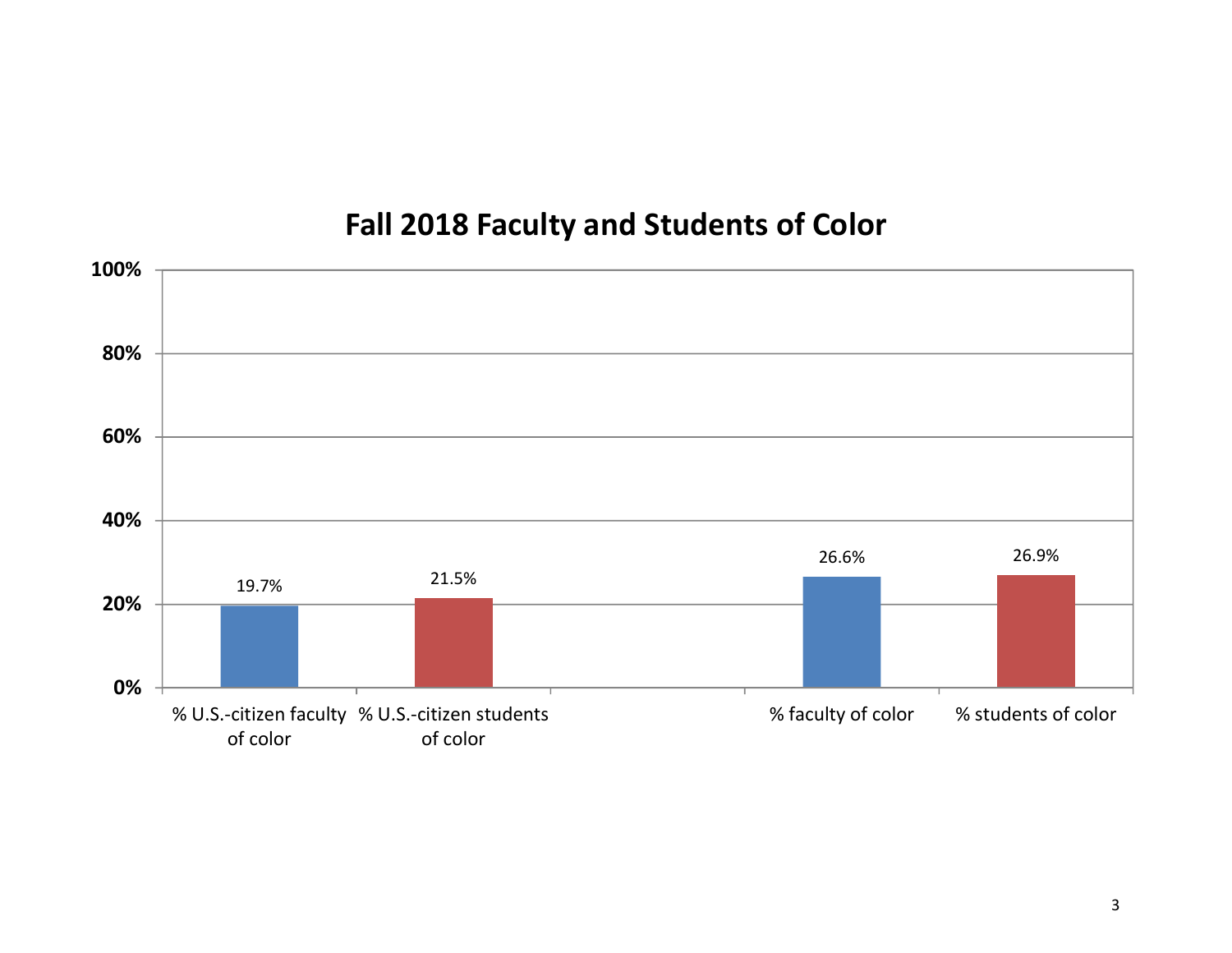## Fall 2018 Faculty and Students of Color

| Category | Percentage |
| --- | --- |
| % U.S.-citizen faculty of color | 19.7% |
| % U.S.-citizen students of color | 21.5% |
| % faculty of color | 26.6% |
| % students of color | 26.9% |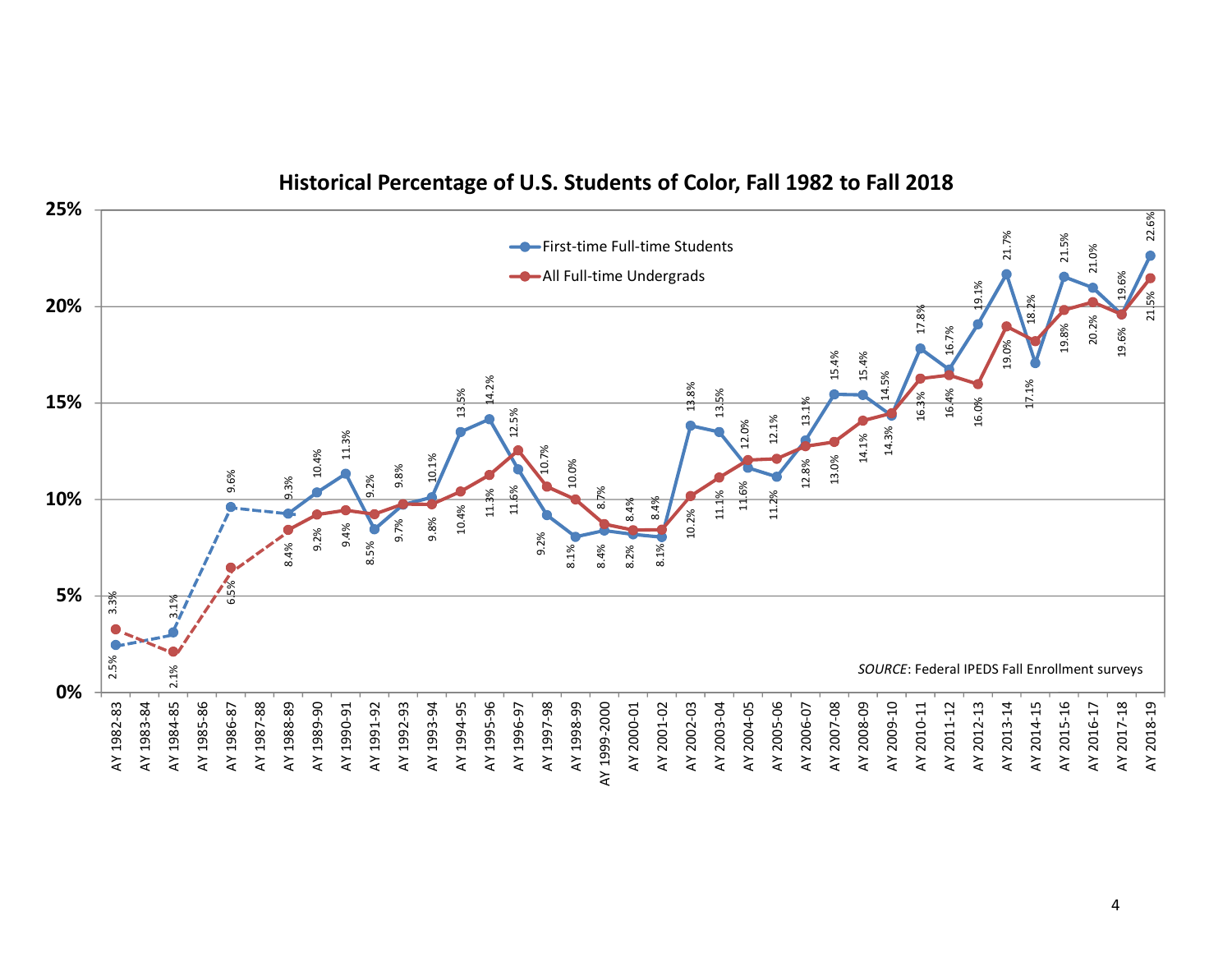## Historical Percentage of U.S. Students of Color, Fall 1982 to Fall 2018

| Academic Year | First-time Full-time Students | All Full-time Undergrads |
|---|---|---|
| AY 1982-83 | 2.5% | 3.3% |
| AY 1983-84 | | |
| AY 1984-85 | 3.1% | 2.1% |
| AY 1985-86 | | |
| AY 1986-87 | 9.6% | 6.5% |
| AY 1987-88 | | |
| AY 1988-89 | 9.3% | 8.4% |
| AY 1989-90 | 10.4% | 9.2% |
| AY 1990-91 | 11.3% | 9.4% |
| AY 1991-92 | 8.5% | 9.2% |
| AY 1992-93 | 9.8% | 9.7% |
| AY 1993-94 | 10.1% | 9.8% |
| AY 1994-95 | 13.5% | 10.4% |
| AY 1995-96 | 14.2% | 11.3% |
| AY 1996-97 | 11.6% | 12.5% |
| AY 1997-98 | 9.2% | 10.7% |
| AY 1998-99 | 8.1% | 10.0% |
| AY 1999-2000 | 8.4% | 8.7% |
| AY 2000-01 | 8.2% | 8.4% |
| AY 2001-02 | 8.1% | 8.4% |
| AY 2002-03 | 13.8% | 10.2% |
| AY 2003-04 | 13.5% | 11.1% |
| AY 2004-05 | 11.6% | 12.0% |
| AY 2005-06 | 11.2% | 12.1% |
| AY 2006-07 | 13.1% | 12.8% |
| AY 2007-08 | 15.4% | 13.0% |
| AY 2008-09 | 15.4% | 14.1% |
| AY 2009-10 | 14.3% | 14.5% |
| AY 2010-11 | 17.8% | 16.3% |
| AY 2011-12 | 16.7% | 16.4% |
| AY 2012-13 | 19.1% | 16.0% |
| AY 2013-14 | 21.7% | 19.0% |
| AY 2014-15 | 17.1% | 18.2% |
| AY 2015-16 | 21.5% | 19.8% |
| AY 2016-17 | 21.0% | 20.2% |
| AY 2017-18 | 19.6% | 19.6% |
| AY 2018-19 | 22.6% | 21.5% |

*SOURCE*: Federal IPEDS Fall Enrollment surveys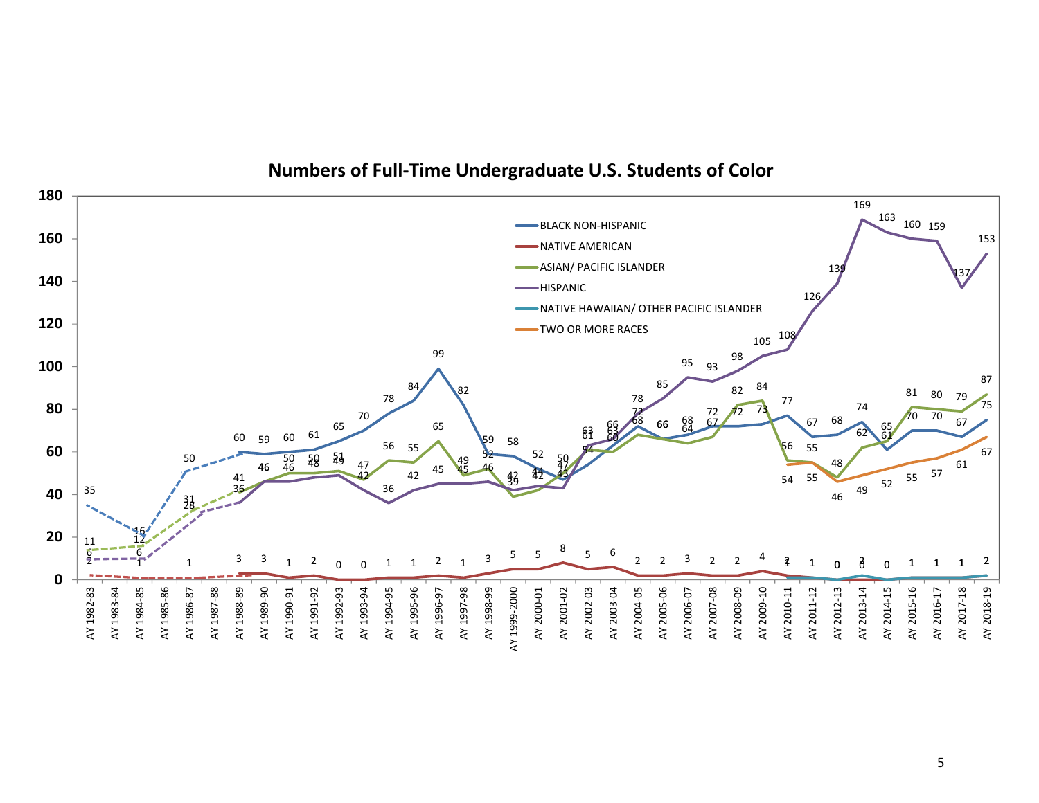## Numbers of Full-Time Undergraduate U.S. Students of Color

- BLACK NON-HISPANIC
- NATIVE AMERICAN
- ASIAN/ PACIFIC ISLANDER
- HISPANIC
- NATIVE HAWAIIAN/ OTHER PACIFIC ISLANDER
- TWO OR MORE RACES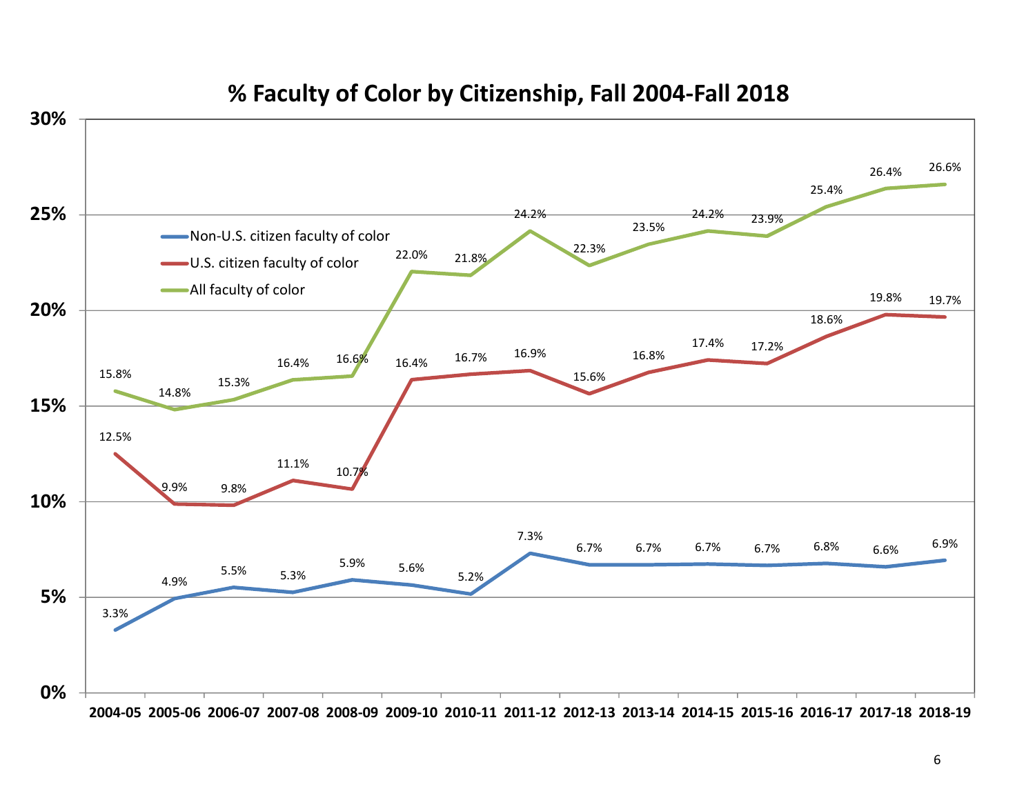## % Faculty of Color by Citizenship, Fall 2004-Fall 2018

| Year | Non-U.S. citizen faculty of color | U.S. citizen faculty of color | All faculty of color |
|---|---|---|---|
| 2004-05 | 3.3% | 12.5% | 15.8% |
| 2005-06 | 4.9% | 9.9% | 14.8% |
| 2006-07 | 5.5% | 9.8% | 15.3% |
| 2007-08 | 5.3% | 11.1% | 16.4% |
| 2008-09 | 5.9% | 10.7% | 16.6% |
| 2009-10 | 5.6% | 16.4% | 22.0% |
| 2010-11 | 5.2% | 16.7% | 21.8% |
| 2011-12 | 7.3% | 16.9% | 24.2% |
| 2012-13 | 6.7% | 15.6% | 22.3% |
| 2013-14 | 6.7% | 16.8% | 23.5% |
| 2014-15 | 6.7% | 17.4% | 24.2% |
| 2015-16 | 6.7% | 17.2% | 23.9% |
| 2016-17 | 6.8% | 18.6% | 25.4% |
| 2017-18 | 6.6% | 19.8% | 26.4% |
| 2018-19 | 6.9% | 19.7% | 26.6% |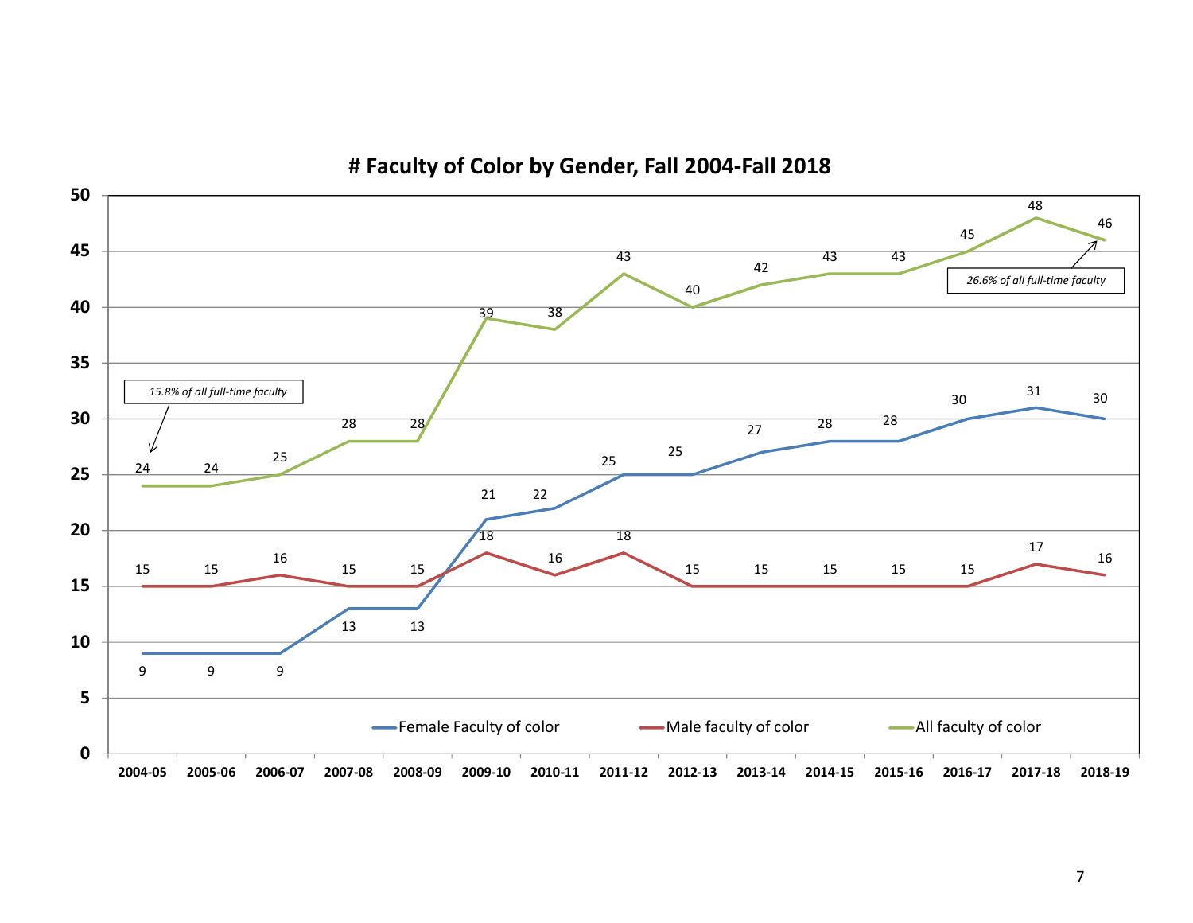# # Faculty of Color by Gender, Fall 2004-Fall 2018

| Year | Female Faculty of color | Male faculty of color | All faculty of color |
| --- | --- | --- | --- |
| 2004-05 | 9 | 15 | 24 |
| 2005-06 | 9 | 15 | 24 |
| 2006-07 | 9 | 16 | 25 |
| 2007-08 | 13 | 15 | 28 |
| 2008-09 | 13 | 15 | 28 |
| 2009-10 | 21 | 18 | 39 |
| 2010-11 | 22 | 16 | 38 |
| 2011-12 | 25 | 18 | 43 |
| 2012-13 | 25 | 15 | 40 |
| 2013-14 | 27 | 15 | 42 |
| 2014-15 | 28 | 15 | 43 |
| 2015-16 | 28 | 15 | 43 |
| 2016-17 | 30 | 15 | 45 |
| 2017-18 | 31 | 17 | 48 |
| 2018-19 | 30 | 16 | 46 |

*15.8% of all full-time faculty* (2004-05)

*26.6% of all full-time faculty* (2018-19)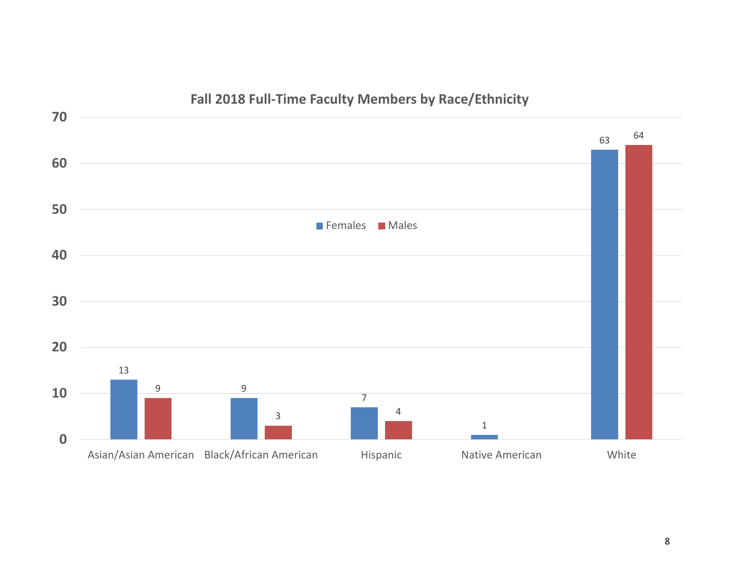Fall 2018 Full-Time Faculty Members by Race/Ethnicity

70
60
50
40
30
20
10
0

Females
Males

13
9
9
3
7
4
1
63
64

Asian/Asian American
Black/African American
Hispanic
Native American
White